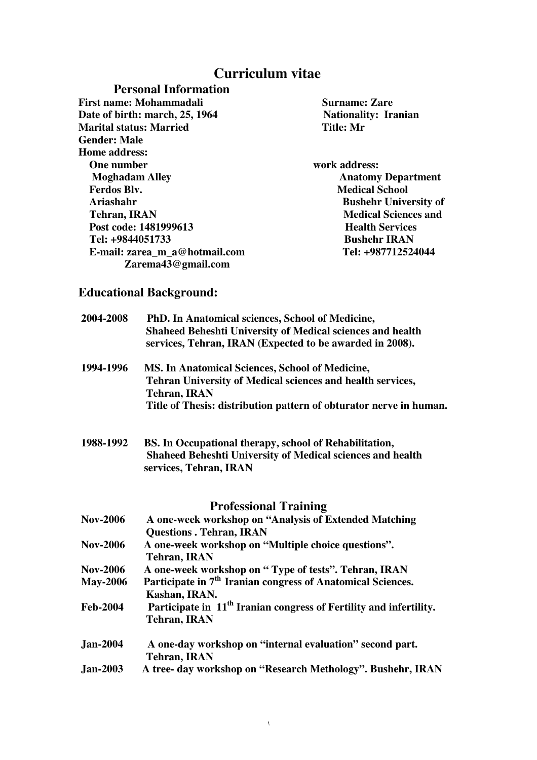# Curriculum vitae

## Personal Information

**First name:** Mohammadali
**Surname:** Zare
**Date of birth:** march, 25, 1964
**Nationality:** Iranian
**Marital status:** Married
**Title:** Mr
**Gender:** Male

**Home address:**
One number
Moghadam Alley
Ferdos Blv.
Ariashahr
Tehran, IRAN
Post code: 1481999613
Tel: +9844051733
E-mail: zarea_m_a@hotmail.com
Zarema43@gmail.com

**work address:**
Anatomy Department
Medical School
Bushehr University of
Medical Sciences and
Health Services
Bushehr IRAN
Tel: +987712524044

## Educational Background:

**2004-2008** PhD. In Anatomical sciences, School of Medicine, Shaheed Beheshti University of Medical sciences and health services, Tehran, IRAN (Expected to be awarded in 2008).

**1994-1996** MS. In Anatomical Sciences, School of Medicine, Tehran University of Medical sciences and health services, Tehran, IRAN
Title of Thesis: distribution pattern of obturator nerve in human.

**1988-1992** BS. In Occupational therapy, school of Rehabilitation, Shaheed Beheshti University of Medical sciences and health services, Tehran, IRAN

## Professional Training

**Nov-2006** A one-week workshop on "Analysis of Extended Matching Questions . Tehran, IRAN

**Nov-2006** A one-week workshop on "Multiple choice questions". Tehran, IRAN

**Nov-2006** A one-week workshop on " Type of tests". Tehran, IRAN

**May-2006** Participate in 7th Iranian congress of Anatomical Sciences. Kashan, IRAN.

**Feb-2004** Participate in 11th Iranian congress of Fertility and infertility. Tehran, IRAN

**Jan-2004** A one-day workshop on "internal evaluation" second part. Tehran, IRAN

**Jan-2003** A tree- day workshop on "Research Methology". Bushehr, IRAN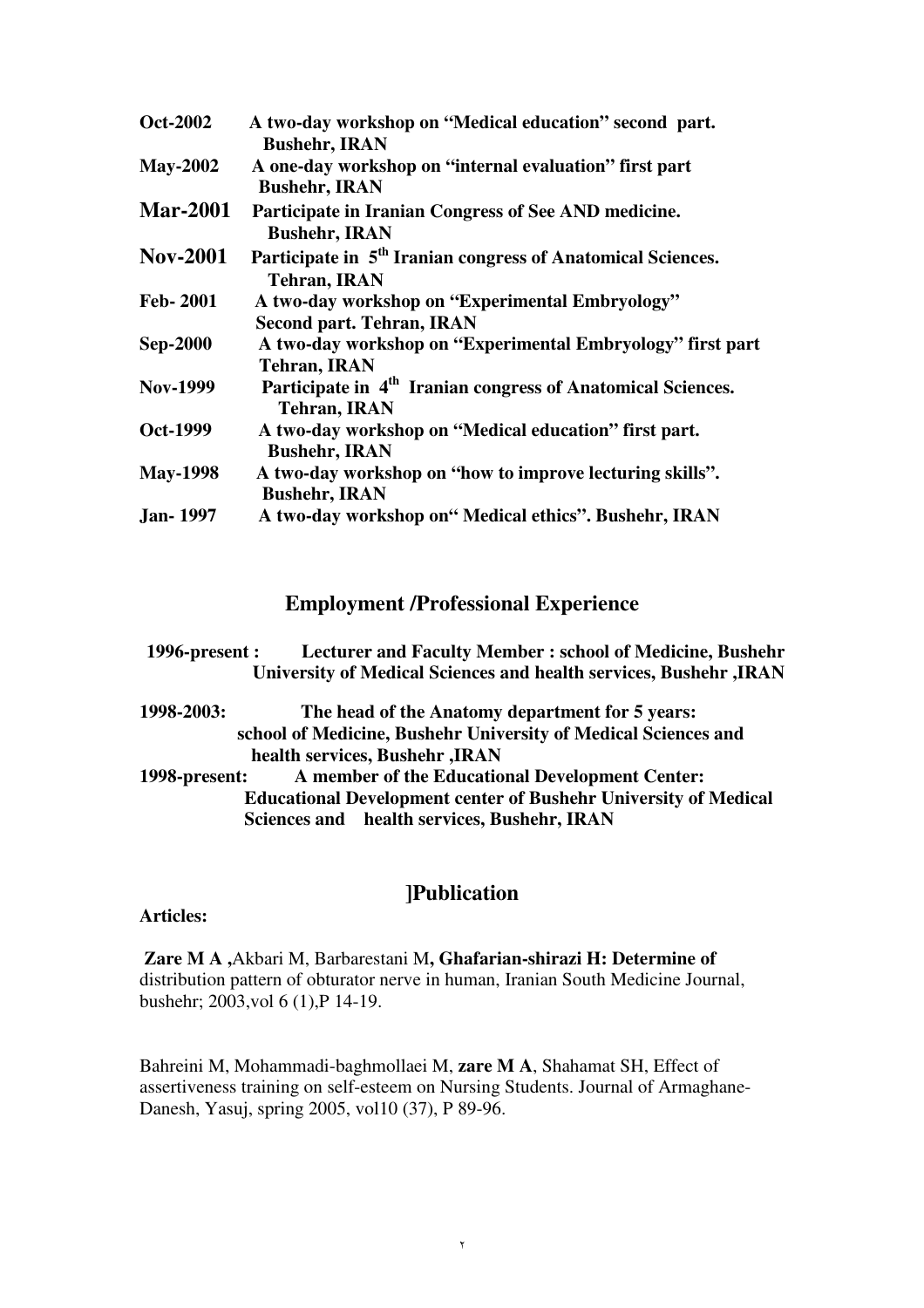**Oct-2002** **A two-day workshop on "Medical education" second part. Bushehr, IRAN**

**May-2002** **A one-day workshop on "internal evaluation" first part Bushehr, IRAN**

**Mar-2001** **Participate in Iranian Congress of See AND medicine. Bushehr, IRAN**

**Nov-2001** **Participate in 5th Iranian congress of Anatomical Sciences. Tehran, IRAN**

**Feb- 2001** **A two-day workshop on "Experimental Embryology" Second part. Tehran, IRAN**

**Sep-2000** **A two-day workshop on "Experimental Embryology" first part Tehran, IRAN**

**Nov-1999** **Participate in 4th Iranian congress of Anatomical Sciences. Tehran, IRAN**

**Oct-1999** **A two-day workshop on "Medical education" first part. Bushehr, IRAN**

**May-1998** **A two-day workshop on "how to improve lecturing skills". Bushehr, IRAN**

**Jan- 1997** **A two-day workshop on" Medical ethics". Bushehr, IRAN**

## Employment /Professional Experience

**1996-present :** **Lecturer and Faculty Member : school of Medicine, Bushehr University of Medical Sciences and health services, Bushehr ,IRAN**

**1998-2003:** **The head of the Anatomy department for 5 years: school of Medicine, Bushehr University of Medical Sciences and health services, Bushehr ,IRAN**

**1998-present:** **A member of the Educational Development Center: Educational Development center of Bushehr University of Medical Sciences and health services, Bushehr, IRAN**

## ]Publication

**Articles:**

**Zare M A ,**Akbari M, Barbarestani M**, Ghafarian-shirazi H: Determine of** distribution pattern of obturator nerve in human, Iranian South Medicine Journal, bushehr; 2003,vol 6 (1),P 14-19.

Bahreini M, Mohammadi-baghmollaei M, **zare M A**, Shahamat SH, Effect of assertiveness training on self-esteem on Nursing Students. Journal of Armaghane-Danesh, Yasuj, spring 2005, vol10 (37), P 89-96.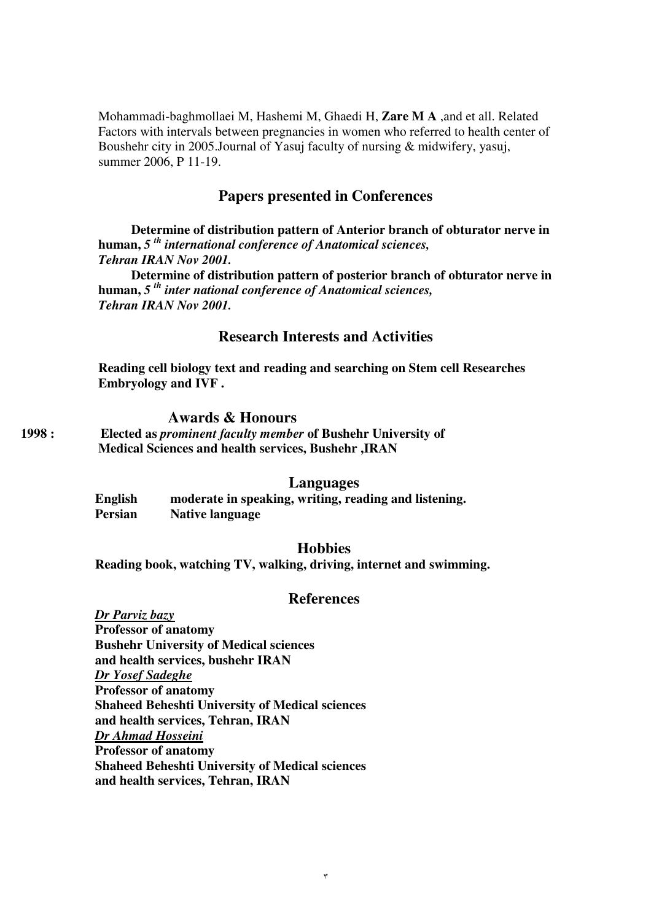Mohammadi-baghmollaei M, Hashemi M, Ghaedi H, **Zare M A** ,and et all. Related Factors with intervals between pregnancies in women who referred to health center of Boushehr city in 2005.Journal of Yasuj faculty of nursing & midwifery, yasuj, summer 2006, P 11-19.

## Papers presented in Conferences

**Determine of distribution pattern of Anterior branch of obturator nerve in human,** ***5 th international conference of Anatomical sciences, Tehran IRAN Nov 2001.***

**Determine of distribution pattern of posterior branch of obturator nerve in human,** ***5 th inter national conference of Anatomical sciences, Tehran IRAN Nov 2001.***

## Research Interests and Activities

**Reading cell biology text and reading and searching on Stem cell Researches Embryology and IVF .**

## Awards & Honours

**1998 :** **Elected as** ***prominent faculty member*** **of Bushehr University of Medical Sciences and health services, Bushehr ,IRAN**

## Languages

| | |
|---|---|
| **English** | **moderate in speaking, writing, reading and listening.** |
| **Persian** | **Native language** |

## Hobbies

**Reading book, watching TV, walking, driving, internet and swimming.**

## References

***Dr Parviz bazy***
**Professor of anatomy**
**Bushehr University of Medical sciences**
**and health services, bushehr IRAN**

***Dr Yosef Sadeghe***
**Professor of anatomy**
**Shaheed Beheshti University of Medical sciences**
**and health services, Tehran, IRAN**

***Dr Ahmad Hosseini***
**Professor of anatomy**
**Shaheed Beheshti University of Medical sciences**
**and health services, Tehran, IRAN**